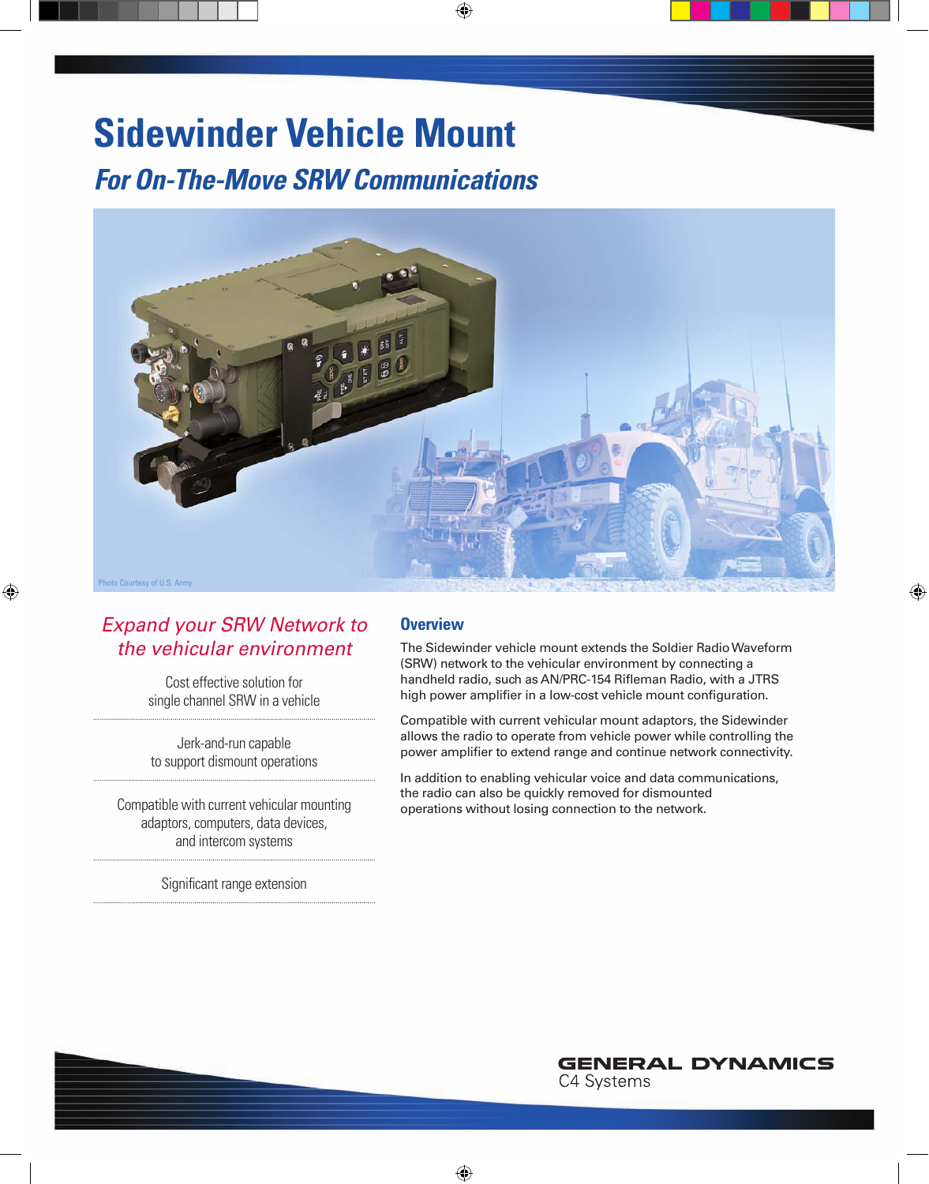# Sidewinder Vehicle Mount

## *For On-The-Move SRW Communications*

Photo Courtesy of U.S. Army

*Expand your SRW Network to the vehicular environment*

Cost effective solution for single channel SRW in a vehicle

Jerk-and-run capable to support dismount operations

Compatible with current vehicular mounting adaptors, computers, data devices, and intercom systems

Significant range extension

## Overview

The Sidewinder vehicle mount extends the Soldier Radio Waveform (SRW) network to the vehicular environment by connecting a handheld radio, such as AN/PRC-154 Rifleman Radio, with a JTRS high power amplifier in a low-cost vehicle mount configuration.

Compatible with current vehicular mount adaptors, the Sidewinder allows the radio to operate from vehicle power while controlling the power amplifier to extend range and continue network connectivity.

In addition to enabling vehicular voice and data communications, the radio can also be quickly removed for dismounted operations without losing connection to the network.

GENERAL DYNAMICS
C4 Systems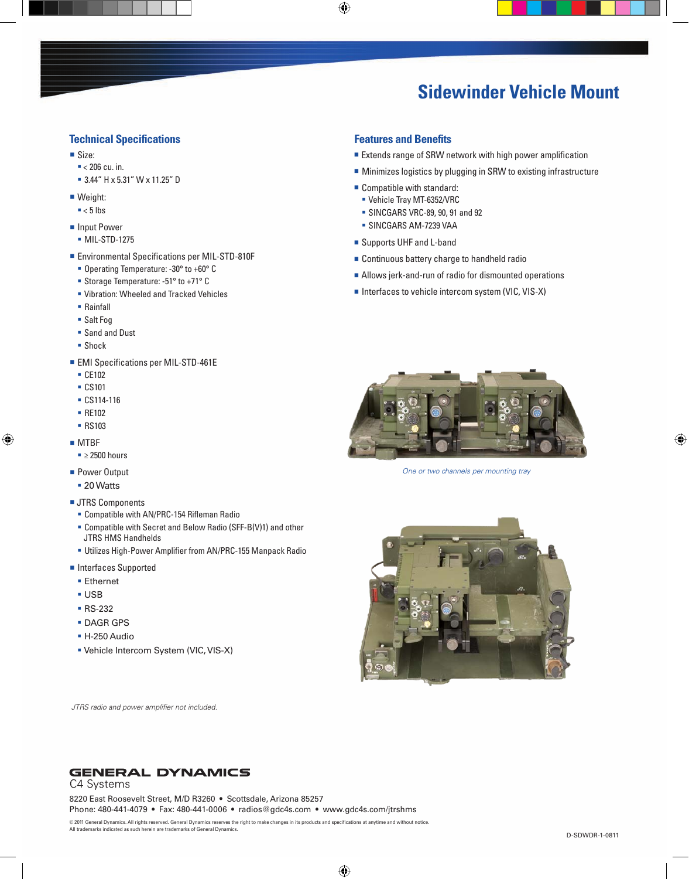# Sidewinder Vehicle Mount

## Technical Specifications

- Size:
  - < 206 cu. in.
  - 3.44" H x 5.31" W x 11.25" D
- Weight:
  - < 5 lbs
- Input Power
  - MIL-STD-1275
- Environmental Specifications per MIL-STD-810F
  - Operating Temperature: -30° to +60° C
  - Storage Temperature: -51° to +71° C
  - Vibration: Wheeled and Tracked Vehicles
  - Rainfall
  - Salt Fog
  - Sand and Dust
  - Shock
- EMI Specifications per MIL-STD-461E
  - CE102
  - CS101
  - CS114-116
  - RE102
  - RS103
- MTBF
  - ≥ 2500 hours
- Power Output
  - 20 Watts
- JTRS Components
  - Compatible with AN/PRC-154 Rifleman Radio
  - Compatible with Secret and Below Radio (SFF-B(V)1) and other JTRS HMS Handhelds
  - Utilizes High-Power Amplifier from AN/PRC-155 Manpack Radio
- Interfaces Supported
  - Ethernet
  - USB
  - RS-232
  - DAGR GPS
  - H-250 Audio
  - Vehicle Intercom System (VIC, VIS-X)

*JTRS radio and power amplifier not included.*

## Features and Benefits

- Extends range of SRW network with high power amplification
- Minimizes logistics by plugging in SRW to existing infrastructure
- Compatible with standard:
  - Vehicle Tray MT-6352/VRC
  - SINCGARS VRC-89, 90, 91 and 92
  - SINCGARS AM-7239 VAA
- Supports UHF and L-band
- Continuous battery charge to handheld radio
- Allows jerk-and-run of radio for dismounted operations
- Interfaces to vehicle intercom system (VIC, VIS-X)

*One or two channels per mounting tray*

**GENERAL DYNAMICS**
C4 Systems

8220 East Roosevelt Street, M/D R3260 • Scottsdale, Arizona 85257
Phone: 480-441-4079 • Fax: 480-441-0006 • radios@gdc4s.com • www.gdc4s.com/jtrshms

© 2011 General Dynamics. All rights reserved. General Dynamics reserves the right to make changes in its products and specifications at anytime and without notice.
All trademarks indicated as such herein are trademarks of General Dynamics.

D-SDWDR-1-0811